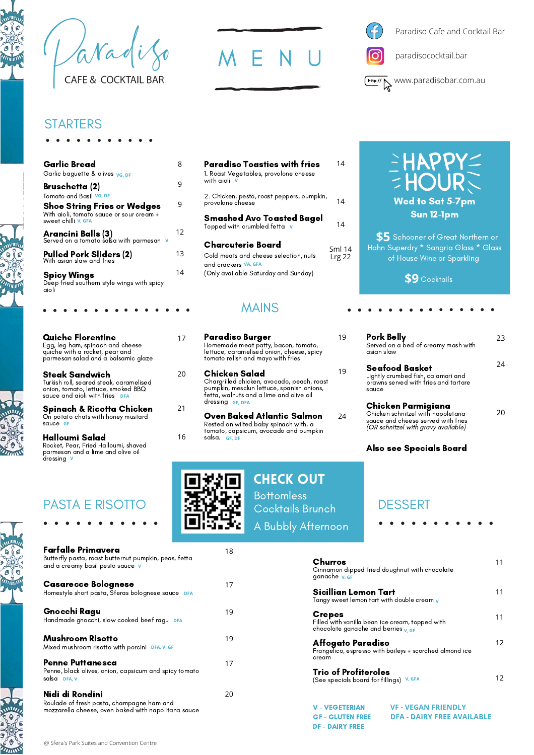# Paradiso CAFE & COCKTAIL BAR

# MENU

Paradiso Cafe and Cocktail Bar
paradisococktail.bar
www.paradisobar.com.au

## STARTERS

**Garlic Bread** 8
Garlic baguette & olives VG, DF

**Bruschetta (2)** 9
Tomato and Basil VG, DF

**Shoe String Fries or Wedges** 9
With aioli, tomato sauce or sour cream + sweet chilli V, GFA

**Arancini Balls (3)** 12
Served on a tomato salsa with parmesan V

**Pulled Pork Sliders (2)** 13
With asian slaw and fries

**Spicy Wings** 14
Deep fried southern style wings with spicy aioli

**Paradiso Toasties with fries**
1. Roast Vegetables, provolone cheese with aioli V 14
2. Chicken, pesto, roast peppers, pumpkin, provolone cheese 14

**Smashed Avo Toasted Bagel** 14
Topped with crumbled fetta V

**Charcuterie Board** Sml 14 Lrg 22
Cold meats and cheese selection, nuts and crackers VA, GFA
(Only available Saturday and Sunday)

## HAPPY HOUR

**Wed to Sat 5-7pm**
**Sun 12-1pm**

**$5** Schooner of Great Northern or Hahn Superdry * Sangria Glass * Glass of House Wine or Sparkling

**$9** Cocktails

## MAINS

**Quiche Florentine** 17
Egg, leg ham, spinach and cheese quiche with a rocket, pear and parmesan salad and a balsamic glaze

**Steak Sandwich** 20
Turkish roll, seared steak, caramelised onion, tomato, lettuce, smoked BBQ sauce and aioli with fries DFA

**Spinach & Ricotta Chicken** 21
On potato chats with honey mustard sauce GF

**Halloumi Salad** 16
Rocket, Pear, Fried Halloumi, shaved parmesan and a lime and olive oil dressing V

**Paradiso Burger** 19
Homemade meat patty, bacon, tomato, lettuce, caramelised onion, cheese, spicy tomato relish and mayo with fries

**Chicken Salad** 19
Chargrilled chicken, avocado, peach, roast pumpkin, mesclun lettuce, spanish onions, fetta, walnuts and a lime and olive oil dressing GF, DFA

**Oven Baked Atlantic Salmon** 24
Rested on wilted baby spinach with, a tomato, capsicum, avocado and pumpkin salsa. GF, DF

**Pork Belly** 23
Served on a bed of creamy mash with asian slaw

**Seafood Basket** 24
Lightly crumbed fish, calamari and prawns served with fries and tartare sauce

**Chicken Parmigiana** 20
Chicken schnitzel with napoletana sauce and cheese served with fries
*(OR schnitzel with gravy available)*

**Also see Specials Board**

## CHECK OUT

Bottomless Cocktails Brunch
A Bubbly Afternoon

## PASTA E RISOTTO

**Farfalle Primavera** 18
Butterfly pasta, roast butternut pumpkin, peas, fetta and a creamy basil pesto sauce V

**Casarecce Bolognese** 17
Homestyle short pasta, Sferas bolognese sauce DFA

**Gnocchi Ragu** 19
Handmade gnocchi, slow cooked beef ragu DFA

**Mushroom Risotto** 19
Mixed mushroom risotto with porcini DFA, V, GF

**Penne Puttanesca** 17
Penne, black olives, onion, capsicum and spicy tomato salsa DFA, V

**Nidi di Rondini** 20
Roulade of fresh pasta, champagne ham and mozzarella cheese, oven baked with napolitana sauce

## DESSERT

**Churros** 11
Cinnamon dipped fried doughnut with chocolate ganache V, GF

**Sicillian Lemon Tart** 11
Tangy sweet lemon tart with double cream V

**Crepes** 11
Filled with vanilla bean ice cream, topped with chocolate ganache and berries V, GF

**Affogato Paradiso** 12
Frangelico, espresso with baileys + scorched almond ice cream

**Trio of Profiteroles** 12
(See specials board for fillings) V, GFA

V - VEGETERIAN
GF - GLUTEN FREE
DF - DAIRY FREE
VF - VEGAN FRIENDLY
DFA - DAIRY FREE AVAILABLE

@ Sfera's Park Suites and Convention Centre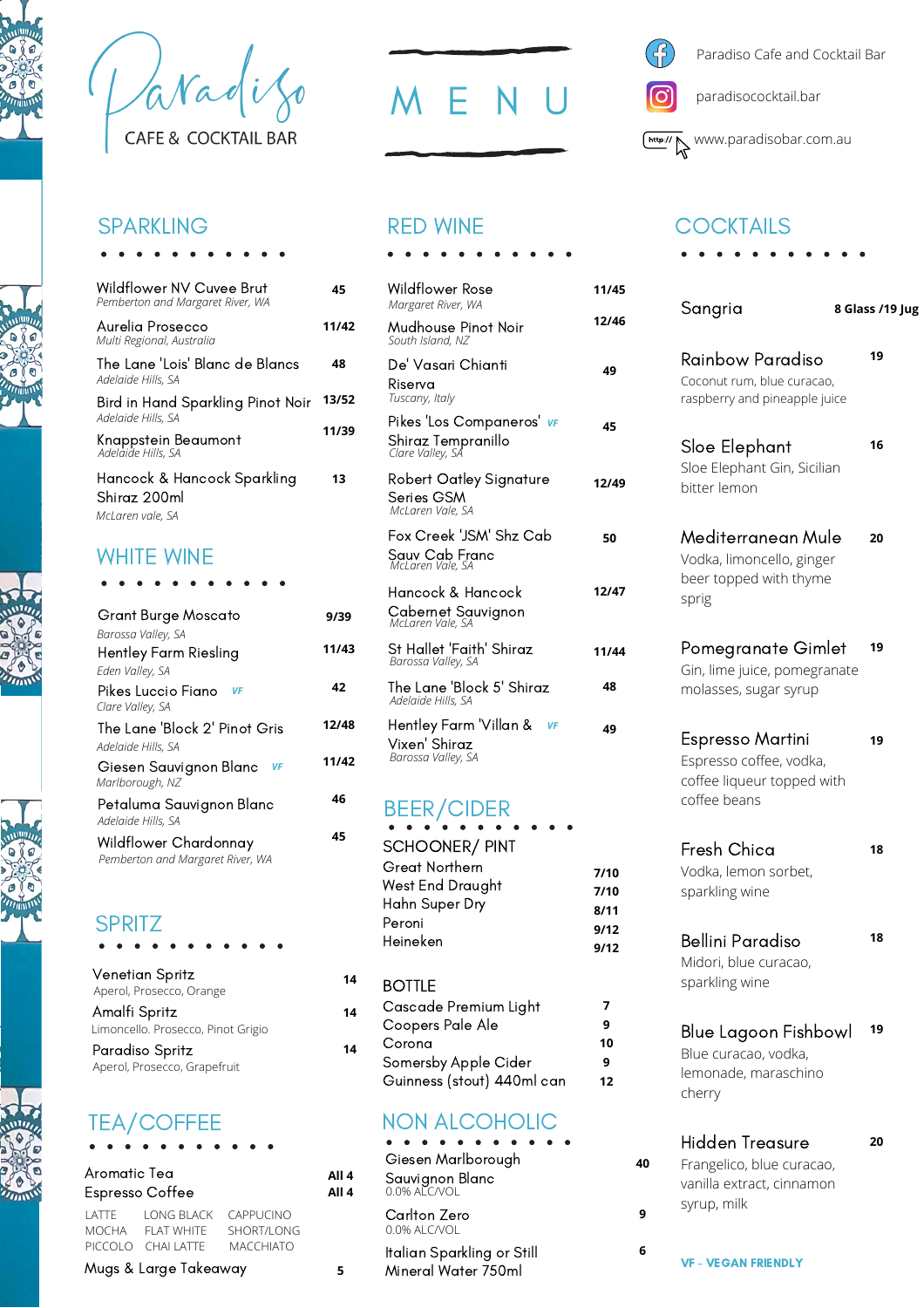# Paradiso

CAFE & COCKTAIL BAR

# M E N U

Paradiso Cafe and Cocktail Bar

paradisococktail.bar

www.paradisobar.com.au

## SPARKLING

| | |
|---|---|
| Wildflower NV Cuvee Brut *Pemberton and Margaret River, WA* | 45 |
| Aurelia Prosecco *Multi Regional, Australia* | 11/42 |
| The Lane 'Lois' Blanc de Blancs *Adelaide Hills, SA* | 48 |
| Bird in Hand Sparkling Pinot Noir *Adelaide Hills, SA* | 13/52 |
| Knappstein Beaumont *Adelaide Hills, SA* | 11/39 |
| Hancock & Hancock Sparkling Shiraz 200ml *McLaren vale, SA* | 13 |

## WHITE WINE

| | |
|---|---|
| Grant Burge Moscato *Barossa Valley, SA* | 9/39 |
| Hentley Farm Riesling *Eden Valley, SA* | 11/43 |
| Pikes Luccio Fiano VF *Clare Valley, SA* | 42 |
| The Lane 'Block 2' Pinot Gris *Adelaide Hills, SA* | 12/48 |
| Giesen Sauvignon Blanc VF *Marlborough, NZ* | 11/42 |
| Petaluma Sauvignon Blanc *Adelaide Hills, SA* | 46 |
| Wildflower Chardonnay *Pemberton and Margaret River, WA* | 45 |

## SPRITZ

| | |
|---|---|
| Venetian Spritz — Aperol, Prosecco, Orange | 14 |
| Amalfi Spritz — Limoncello. Prosecco, Pinot Grigio | 14 |
| Paradiso Spritz — Aperol, Prosecco, Grapefruit | 14 |

## TEA/COFFEE

| | |
|---|---|
| Aromatic Tea | All 4 |
| Espresso Coffee | All 4 |
| LATTE, LONG BLACK, CAPPUCINO, MOCHA, FLAT WHITE, SHORT/LONG, PICCOLO, CHAI LATTE, MACCHIATO | |
| Mugs & Large Takeaway | 5 |

## RED WINE

| | |
|---|---|
| Wildflower Rose *Margaret River, WA* | 11/45 |
| Mudhouse Pinot Noir *South Island, NZ* | 12/46 |
| De' Vasari Chianti Riserva *Tuscany, Italy* | 49 |
| Pikes 'Los Companeros' VF Shiraz Tempranillo *Clare Valley, SA* | 45 |
| Robert Oatley Signature Series GSM *McLaren Vale, SA* | 12/49 |
| Fox Creek 'JSM' Shz Cab Sauv Cab Franc *McLaren Vale, SA* | 50 |
| Hancock & Hancock Cabernet Sauvignon *McLaren Vale, SA* | 12/47 |
| St Hallet 'Faith' Shiraz *Barossa Valley, SA* | 11/44 |
| The Lane 'Block 5' Shiraz *Adelaide Hills, SA* | 48 |
| Hentley Farm 'Villan & Vixen' Shiraz VF *Barossa Valley, SA* | 49 |

## BEER/CIDER

### SCHOONER/ PINT

| | |
|---|---|
| Great Northern | 7/10 |
| West End Draught | 7/10 |
| Hahn Super Dry | 8/11 |
| Peroni | 9/12 |
| Heineken | 9/12 |

### BOTTLE

| | |
|---|---|
| Cascade Premium Light | 7 |
| Coopers Pale Ale | 9 |
| Corona | 10 |
| Somersby Apple Cider | 9 |
| Guinness (stout) 440ml can | 12 |

## NON ALCOHOLIC

| | |
|---|---|
| Giesen Marlborough Sauvignon Blanc 0.0% ALC/VOL | 40 |
| Carlton Zero 0.0% ALC/VOL | 9 |
| Italian Sparkling or Still Mineral Water 750ml | 6 |

## COCKTAILS

| | |
|---|---|
| Sangria | 8 Glass /19 Jug |
| Rainbow Paradiso — Coconut rum, blue curacao, raspberry and pineapple juice | 19 |
| Sloe Elephant — Sloe Elephant Gin, Sicilian bitter lemon | 16 |
| Mediterranean Mule — Vodka, limoncello, ginger beer topped with thyme sprig | 20 |
| Pomegranate Gimlet — Gin, lime juice, pomegranate molasses, sugar syrup | 19 |
| Espresso Martini — Espresso coffee, vodka, coffee liqueur topped with coffee beans | 19 |
| Fresh Chica — Vodka, lemon sorbet, sparkling wine | 18 |
| Bellini Paradiso — Midori, blue curacao, sparkling wine | 18 |
| Blue Lagoon Fishbowl — Blue curacao, vodka, lemonade, maraschino cherry | 19 |
| Hidden Treasure — Frangelico, blue curacao, vanilla extract, cinnamon syrup, milk | 20 |

**VF - VEGAN FRIENDLY**